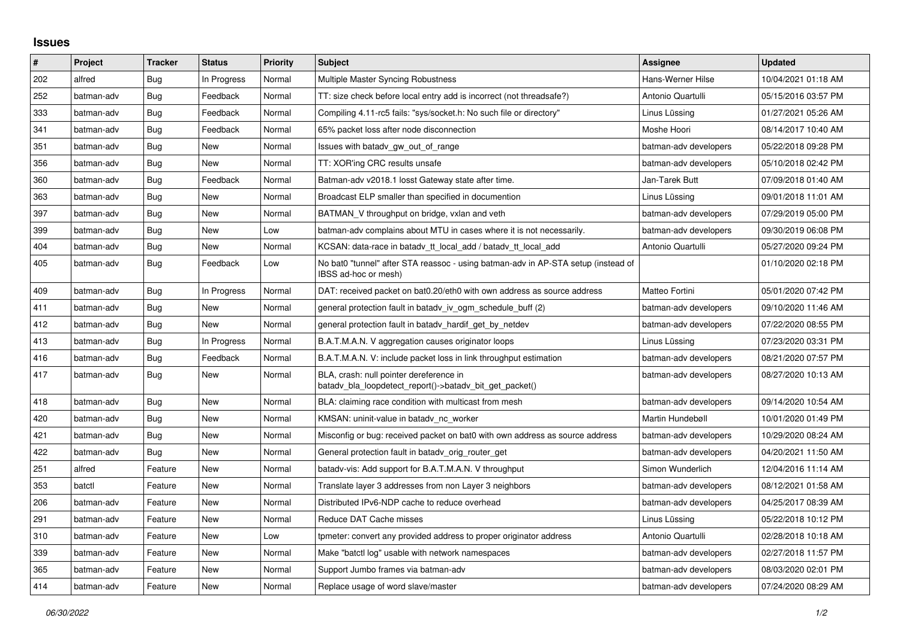## Issues

| # | Project | Tracker | Status | Priority | Subject | Assignee | Updated |
|---|---|---|---|---|---|---|---|
| 202 | alfred | Bug | In Progress | Normal | Multiple Master Syncing Robustness | Hans-Werner Hilse | 10/04/2021 01:18 AM |
| 252 | batman-adv | Bug | Feedback | Normal | TT: size check before local entry add is incorrect (not threadsafe?) | Antonio Quartulli | 05/15/2016 03:57 PM |
| 333 | batman-adv | Bug | Feedback | Normal | Compiling 4.11-rc5 fails: "sys/socket.h: No such file or directory" | Linus Lüssing | 01/27/2021 05:26 AM |
| 341 | batman-adv | Bug | Feedback | Normal | 65% packet loss after node disconnection | Moshe Hoori | 08/14/2017 10:40 AM |
| 351 | batman-adv | Bug | New | Normal | Issues with batadv_gw_out_of_range | batman-adv developers | 05/22/2018 09:28 PM |
| 356 | batman-adv | Bug | New | Normal | TT: XOR'ing CRC results unsafe | batman-adv developers | 05/10/2018 02:42 PM |
| 360 | batman-adv | Bug | Feedback | Normal | Batman-adv v2018.1 losst Gateway state after time. | Jan-Tarek Butt | 07/09/2018 01:40 AM |
| 363 | batman-adv | Bug | New | Normal | Broadcast ELP smaller than specified in documention | Linus Lüssing | 09/01/2018 11:01 AM |
| 397 | batman-adv | Bug | New | Normal | BATMAN_V throughput on bridge, vxlan and veth | batman-adv developers | 07/29/2019 05:00 PM |
| 399 | batman-adv | Bug | New | Low | batman-adv complains about MTU in cases where it is not necessarily. | batman-adv developers | 09/30/2019 06:08 PM |
| 404 | batman-adv | Bug | New | Normal | KCSAN: data-race in batadv_tt_local_add / batadv_tt_local_add | Antonio Quartulli | 05/27/2020 09:24 PM |
| 405 | batman-adv | Bug | Feedback | Low | No bat0 "tunnel" after STA reassoc - using batman-adv in AP-STA setup (instead of IBSS ad-hoc or mesh) | | 01/10/2020 02:18 PM |
| 409 | batman-adv | Bug | In Progress | Normal | DAT: received packet on bat0.20/eth0 with own address as source address | Matteo Fortini | 05/01/2020 07:42 PM |
| 411 | batman-adv | Bug | New | Normal | general protection fault in batadv_iv_ogm_schedule_buff (2) | batman-adv developers | 09/10/2020 11:46 AM |
| 412 | batman-adv | Bug | New | Normal | general protection fault in batadv_hardif_get_by_netdev | batman-adv developers | 07/22/2020 08:55 PM |
| 413 | batman-adv | Bug | In Progress | Normal | B.A.T.M.A.N. V aggregation causes originator loops | Linus Lüssing | 07/23/2020 03:31 PM |
| 416 | batman-adv | Bug | Feedback | Normal | B.A.T.M.A.N. V: include packet loss in link throughput estimation | batman-adv developers | 08/21/2020 07:57 PM |
| 417 | batman-adv | Bug | New | Normal | BLA, crash: null pointer dereference in batadv_bla_loopdetect_report()->batadv_bit_get_packet() | batman-adv developers | 08/27/2020 10:13 AM |
| 418 | batman-adv | Bug | New | Normal | BLA: claiming race condition with multicast from mesh | batman-adv developers | 09/14/2020 10:54 AM |
| 420 | batman-adv | Bug | New | Normal | KMSAN: uninit-value in batadv_nc_worker | Martin Hundebøll | 10/01/2020 01:49 PM |
| 421 | batman-adv | Bug | New | Normal | Misconfig or bug: received packet on bat0 with own address as source address | batman-adv developers | 10/29/2020 08:24 AM |
| 422 | batman-adv | Bug | New | Normal | General protection fault in batadv_orig_router_get | batman-adv developers | 04/20/2021 11:50 AM |
| 251 | alfred | Feature | New | Normal | batadv-vis: Add support for B.A.T.M.A.N. V throughput | Simon Wunderlich | 12/04/2016 11:14 AM |
| 353 | batctl | Feature | New | Normal | Translate layer 3 addresses from non Layer 3 neighbors | batman-adv developers | 08/12/2021 01:58 AM |
| 206 | batman-adv | Feature | New | Normal | Distributed IPv6-NDP cache to reduce overhead | batman-adv developers | 04/25/2017 08:39 AM |
| 291 | batman-adv | Feature | New | Normal | Reduce DAT Cache misses | Linus Lüssing | 05/22/2018 10:12 PM |
| 310 | batman-adv | Feature | New | Low | tpmeter: convert any provided address to proper originator address | Antonio Quartulli | 02/28/2018 10:18 AM |
| 339 | batman-adv | Feature | New | Normal | Make "batctl log" usable with network namespaces | batman-adv developers | 02/27/2018 11:57 PM |
| 365 | batman-adv | Feature | New | Normal | Support Jumbo frames via batman-adv | batman-adv developers | 08/03/2020 02:01 PM |
| 414 | batman-adv | Feature | New | Normal | Replace usage of word slave/master | batman-adv developers | 07/24/2020 08:29 AM |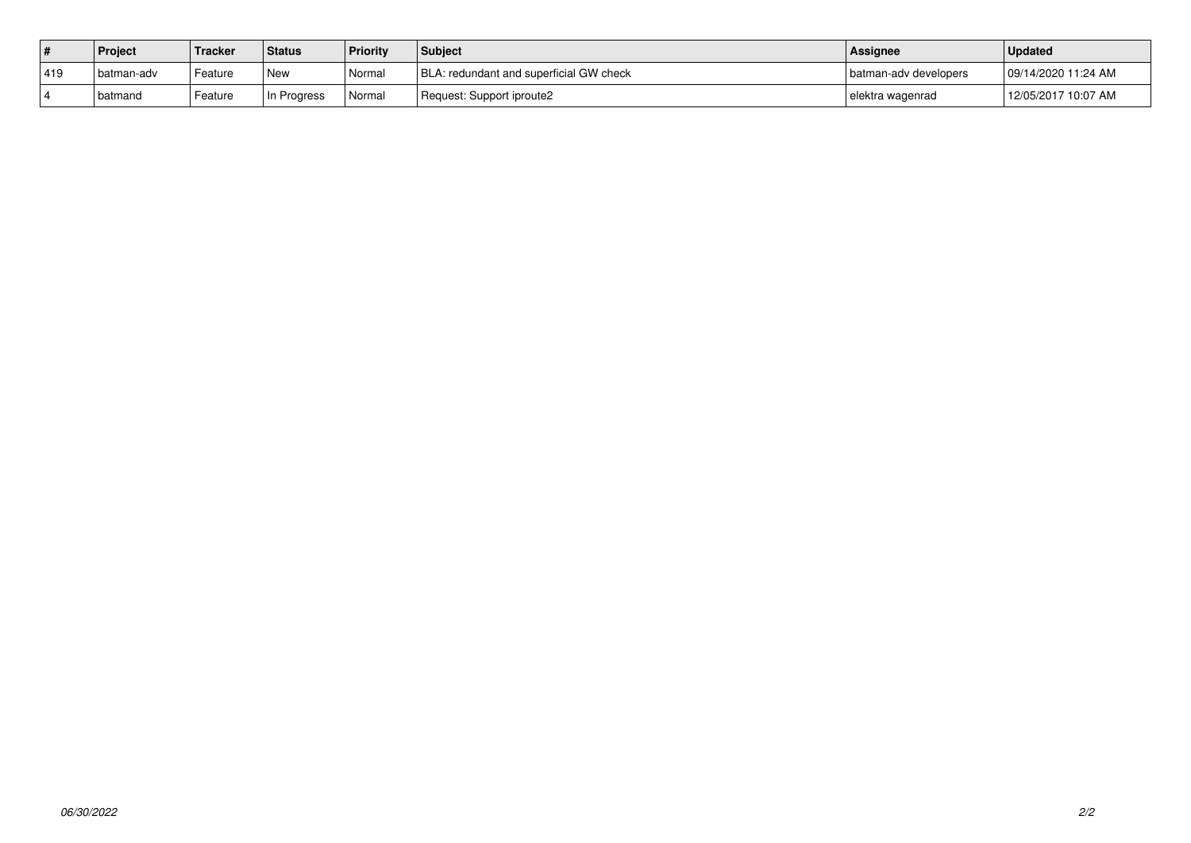| # | Project | Tracker | Status | Priority | Subject | Assignee | Updated |
|---|---|---|---|---|---|---|---|
| 419 | batman-adv | Feature | New | Normal | BLA: redundant and superficial GW check | batman-adv developers | 09/14/2020 11:24 AM |
| 4 | batmand | Feature | In Progress | Normal | Request: Support iproute2 | elektra wagenrad | 12/05/2017 10:07 AM |